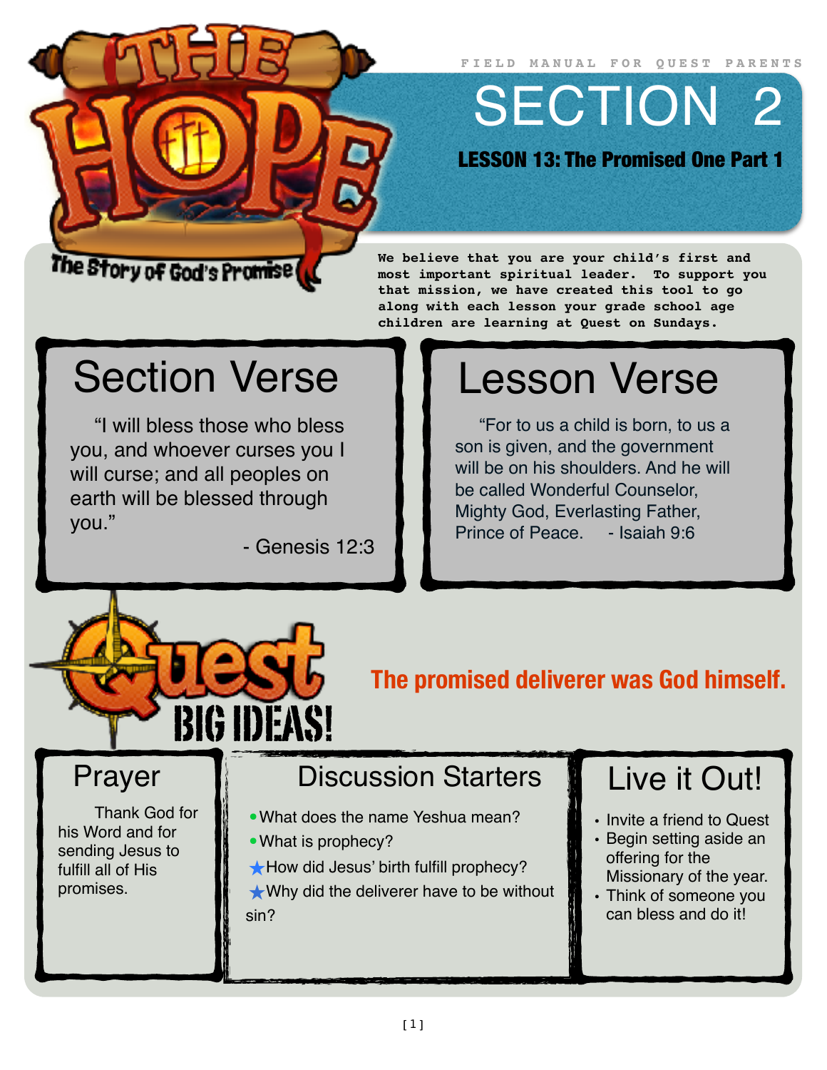# THE HOPE

The Story of God's Promise

FIELD MANUAL FOR QUEST PARENTS

# SECTION 2

## LESSON 13: The Promised One Part 1

**We believe that you are your child's first and most important spiritual leader. To support you that mission, we have created this tool to go along with each lesson your grade school age children are learning at Quest on Sundays.**

## Section Verse

"I will bless those who bless you, and whoever curses you I will curse; and all peoples on earth will be blessed through you."

- Genesis 12:3

## Lesson Verse

"For to us a child is born, to us a son is given, and the government will be on his shoulders. And he will be called Wonderful Counselor, Mighty God, Everlasting Father, Prince of Peace. - Isaiah 9:6

## Quest BIG IDEAS!

**The promised deliverer was God himself.**

## Prayer

Thank God for his Word and for sending Jesus to fulfill all of His promises.

## Discussion Starters

- What does the name Yeshua mean?
- What is prophecy?
- ★How did Jesus' birth fulfill prophecy?
- ★Why did the deliverer have to be without sin?

## Live it Out!

- Invite a friend to Quest
- Begin setting aside an offering for the Missionary of the year.
- Think of someone you can bless and do it!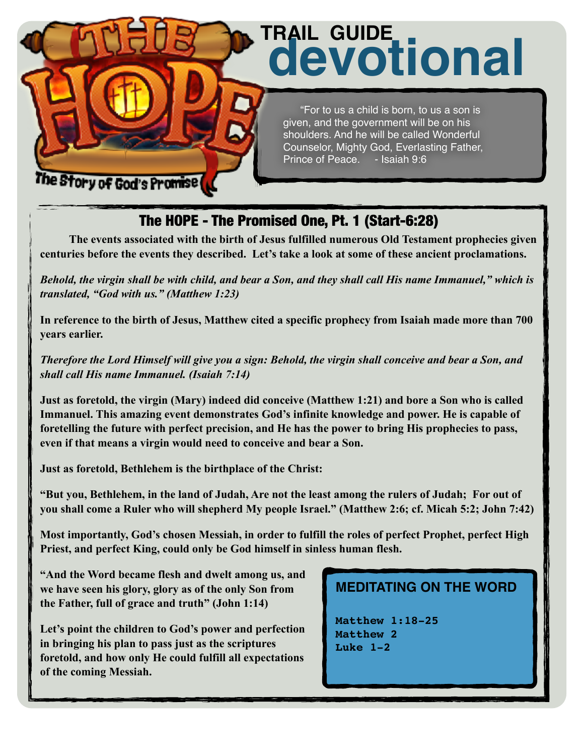THE HOPE

The Story of God's Promise

# TRAIL GUIDE devotional

"For to us a child is born, to us a son is given, and the government will be on his shoulders. And he will be called Wonderful Counselor, Mighty God, Everlasting Father, Prince of Peace. - Isaiah 9:6

## The HOPE - The Promised One, Pt. 1 (Start-6:28)

**The events associated with the birth of Jesus fulfilled numerous Old Testament prophecies given centuries before the events they described. Let's take a look at some of these ancient proclamations.**

***Behold, the virgin shall be with child, and bear a Son, and they shall call His name Immanuel," which is translated, "God with us." (Matthew 1:23)***

**In reference to the birth of Jesus, Matthew cited a specific prophecy from Isaiah made more than 700 years earlier.**

***Therefore the Lord Himself will give you a sign: Behold, the virgin shall conceive and bear a Son, and shall call His name Immanuel. (Isaiah 7:14)***

**Just as foretold, the virgin (Mary) indeed did conceive (Matthew 1:21) and bore a Son who is called Immanuel. This amazing event demonstrates God's infinite knowledge and power. He is capable of foretelling the future with perfect precision, and He has the power to bring His prophecies to pass, even if that means a virgin would need to conceive and bear a Son.**

**Just as foretold, Bethlehem is the birthplace of the Christ:**

**"But you, Bethlehem, in the land of Judah, Are not the least among the rulers of Judah; For out of you shall come a Ruler who will shepherd My people Israel." (Matthew 2:6; cf. Micah 5:2; John 7:42)**

**Most importantly, God's chosen Messiah, in order to fulfill the roles of perfect Prophet, perfect High Priest, and perfect King, could only be God himself in sinless human flesh.**

**"And the Word became flesh and dwelt among us, and we have seen his glory, glory as of the only Son from the Father, full of grace and truth" (John 1:14)**

**Let's point the children to God's power and perfection in bringing his plan to pass just as the scriptures foretold, and how only He could fulfill all expectations of the coming Messiah.**

### MEDITATING ON THE WORD

**Matthew 1:18-25**
**Matthew 2**
**Luke 1-2**